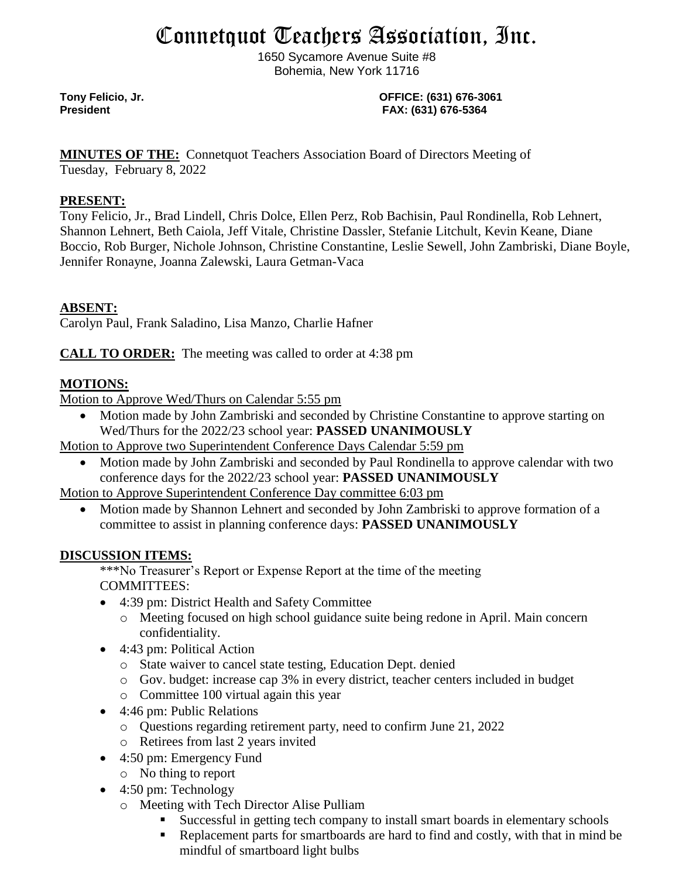# Connetquot Teachers Association, Inc.

1650 Sycamore Avenue Suite #8
Bohemia, New York 11716

**Tony Felicio, Jr.**
**President**

**OFFICE: (631) 676-3061**
**FAX: (631) 676-5364**

**MINUTES OF THE:** Connetquot Teachers Association Board of Directors Meeting of Tuesday, February 8, 2022

**PRESENT:**
Tony Felicio, Jr., Brad Lindell, Chris Dolce, Ellen Perz, Rob Bachisin, Paul Rondinella, Rob Lehnert, Shannon Lehnert, Beth Caiola, Jeff Vitale, Christine Dassler, Stefanie Litchult, Kevin Keane, Diane Boccio, Rob Burger, Nichole Johnson, Christine Constantine, Leslie Sewell, John Zambriski, Diane Boyle, Jennifer Ronayne, Joanna Zalewski, Laura Getman-Vaca

**ABSENT:**
Carolyn Paul, Frank Saladino, Lisa Manzo, Charlie Hafner

**CALL TO ORDER:** The meeting was called to order at 4:38 pm

**MOTIONS:**

Motion to Approve Wed/Thurs on Calendar 5:55 pm

- Motion made by John Zambriski and seconded by Christine Constantine to approve starting on Wed/Thurs for the 2022/23 school year: **PASSED UNANIMOUSLY**

Motion to Approve two Superintendent Conference Days Calendar 5:59 pm

- Motion made by John Zambriski and seconded by Paul Rondinella to approve calendar with two conference days for the 2022/23 school year: **PASSED UNANIMOUSLY**

Motion to Approve Superintendent Conference Day committee 6:03 pm

- Motion made by Shannon Lehnert and seconded by John Zambriski to approve formation of a committee to assist in planning conference days: **PASSED UNANIMOUSLY**

**DISCUSSION ITEMS:**

***No Treasurer's Report or Expense Report at the time of the meeting

COMMITTEES:

- 4:39 pm: District Health and Safety Committee
  - Meeting focused on high school guidance suite being redone in April. Main concern confidentiality.
- 4:43 pm: Political Action
  - State waiver to cancel state testing, Education Dept. denied
  - Gov. budget: increase cap 3% in every district, teacher centers included in budget
  - Committee 100 virtual again this year
- 4:46 pm: Public Relations
  - Questions regarding retirement party, need to confirm June 21, 2022
  - Retirees from last 2 years invited
- 4:50 pm: Emergency Fund
  - No thing to report
- 4:50 pm: Technology
  - Meeting with Tech Director Alise Pulliam
    - Successful in getting tech company to install smart boards in elementary schools
    - Replacement parts for smartboards are hard to find and costly, with that in mind be mindful of smartboard light bulbs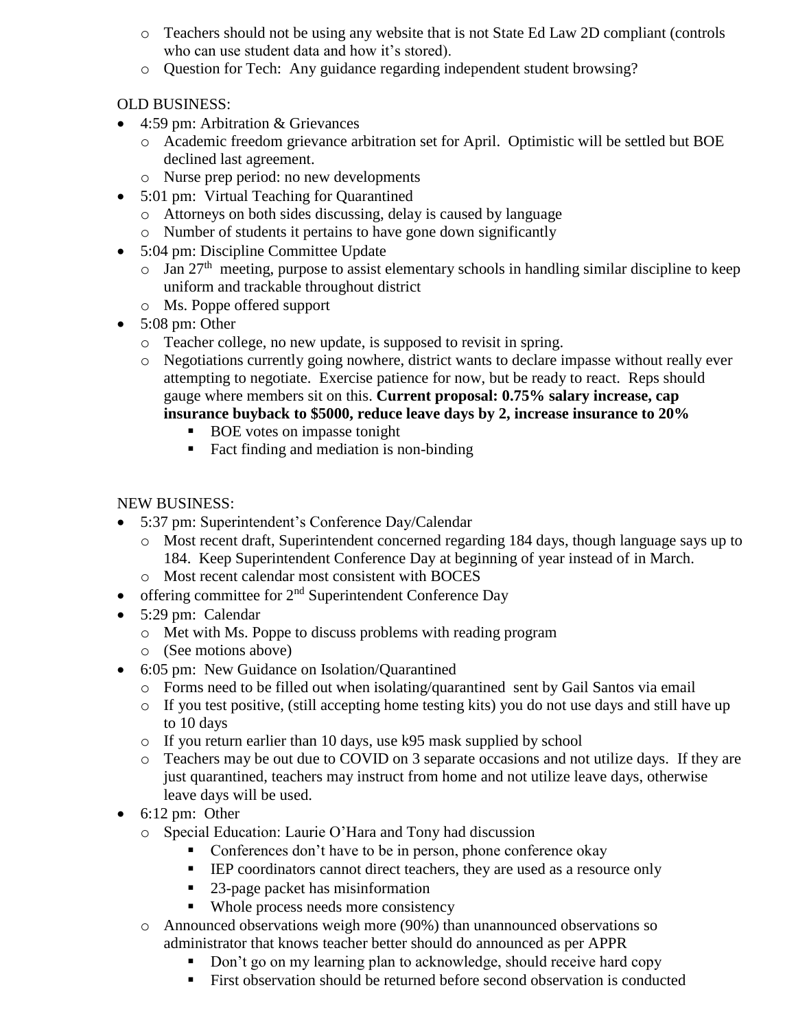- Teachers should not be using any website that is not State Ed Law 2D compliant (controls who can use student data and how it's stored).
- Question for Tech: Any guidance regarding independent student browsing?

OLD BUSINESS:

- 4:59 pm: Arbitration & Grievances
  - Academic freedom grievance arbitration set for April. Optimistic will be settled but BOE declined last agreement.
  - Nurse prep period: no new developments
- 5:01 pm: Virtual Teaching for Quarantined
  - Attorneys on both sides discussing, delay is caused by language
  - Number of students it pertains to have gone down significantly
- 5:04 pm: Discipline Committee Update
  - Jan 27th meeting, purpose to assist elementary schools in handling similar discipline to keep uniform and trackable throughout district
  - Ms. Poppe offered support
- 5:08 pm: Other
  - Teacher college, no new update, is supposed to revisit in spring.
  - Negotiations currently going nowhere, district wants to declare impasse without really ever attempting to negotiate. Exercise patience for now, but be ready to react. Reps should gauge where members sit on this. **Current proposal: 0.75% salary increase, cap insurance buyback to $5000, reduce leave days by 2, increase insurance to 20%**
    - BOE votes on impasse tonight
    - Fact finding and mediation is non-binding

NEW BUSINESS:

- 5:37 pm: Superintendent's Conference Day/Calendar
  - Most recent draft, Superintendent concerned regarding 184 days, though language says up to 184. Keep Superintendent Conference Day at beginning of year instead of in March.
  - Most recent calendar most consistent with BOCES
- offering committee for 2nd Superintendent Conference Day
- 5:29 pm: Calendar
  - Met with Ms. Poppe to discuss problems with reading program
  - (See motions above)
- 6:05 pm: New Guidance on Isolation/Quarantined
  - Forms need to be filled out when isolating/quarantined sent by Gail Santos via email
  - If you test positive, (still accepting home testing kits) you do not use days and still have up to 10 days
  - If you return earlier than 10 days, use k95 mask supplied by school
  - Teachers may be out due to COVID on 3 separate occasions and not utilize days. If they are just quarantined, teachers may instruct from home and not utilize leave days, otherwise leave days will be used.
- 6:12 pm: Other
  - Special Education: Laurie O'Hara and Tony had discussion
    - Conferences don't have to be in person, phone conference okay
    - IEP coordinators cannot direct teachers, they are used as a resource only
    - 23-page packet has misinformation
    - Whole process needs more consistency
  - Announced observations weigh more (90%) than unannounced observations so administrator that knows teacher better should do announced as per APPR
    - Don't go on my learning plan to acknowledge, should receive hard copy
    - First observation should be returned before second observation is conducted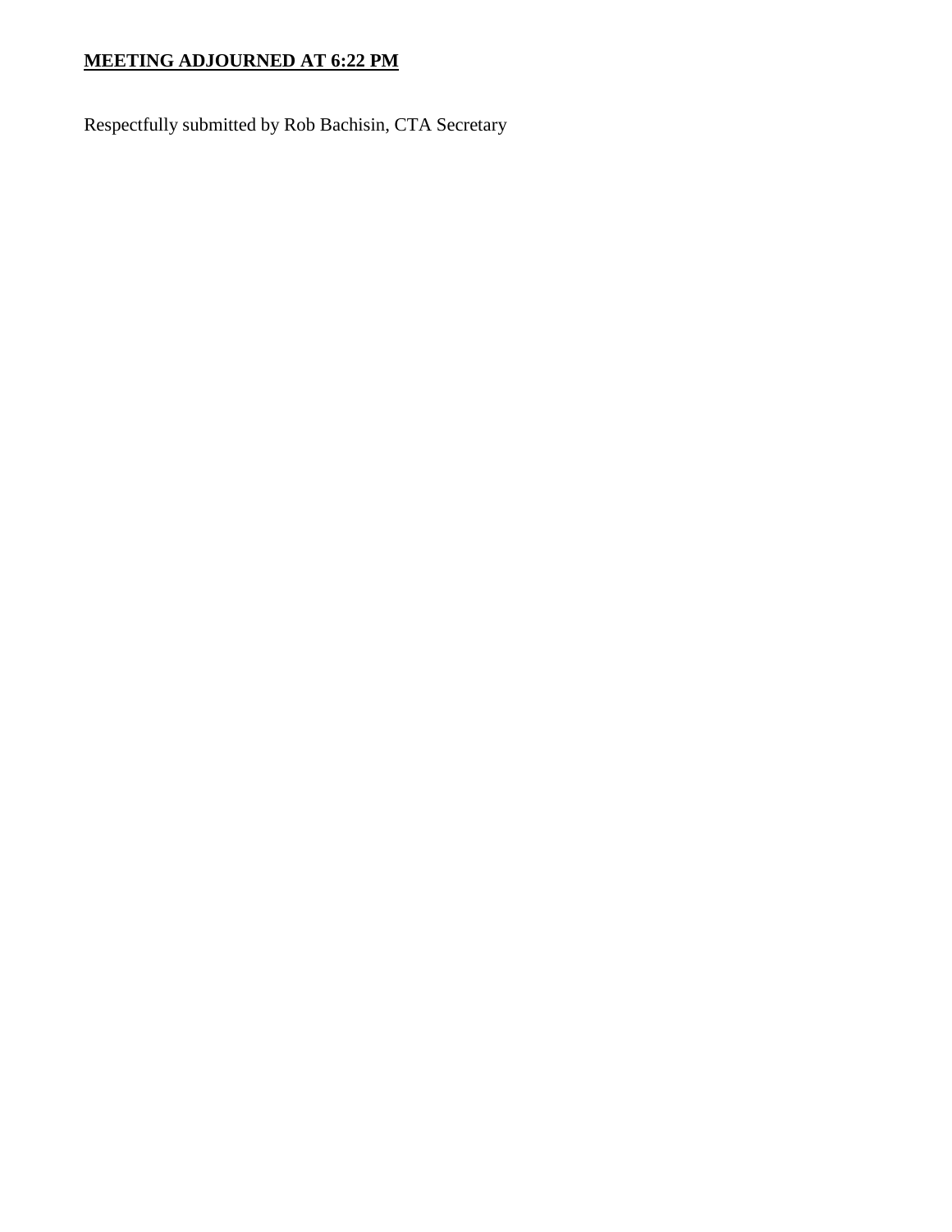**MEETING ADJOURNED AT 6:22 PM**

Respectfully submitted by Rob Bachisin, CTA Secretary